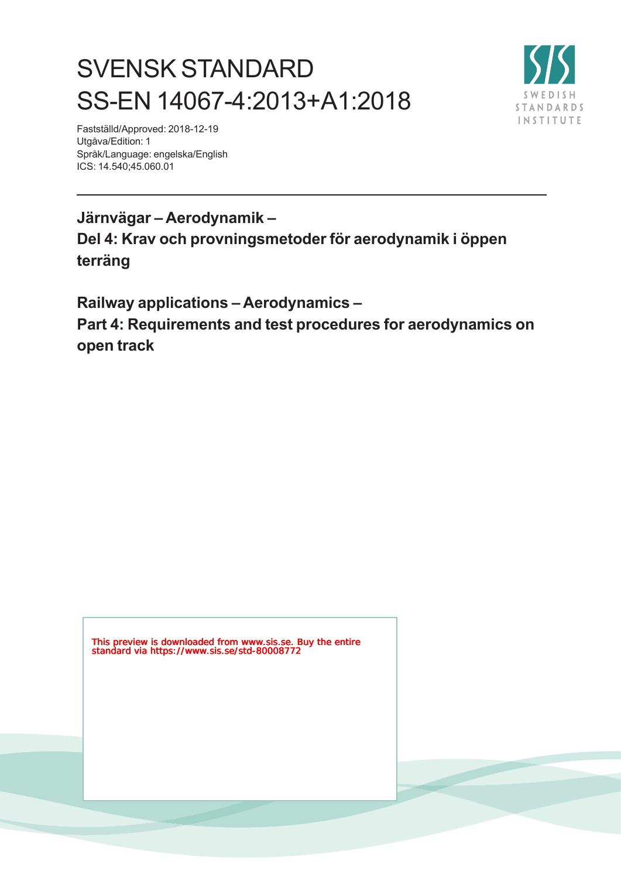# SVENSK STANDARD
# SS-EN 14067-4:2013+A1:2018

Fastställd/Approved: 2018-12-19
Utgåva/Edition: 1
Språk/Language: engelska/English
ICS: 14.540;45.060.01

**Järnvägar – Aerodynamik –**
**Del 4: Krav och provningsmetoder för aerodynamik i öppen terräng**

**Railway applications – Aerodynamics –**
**Part 4: Requirements and test procedures for aerodynamics on open track**

This preview is downloaded from www.sis.se. Buy the entire standard via https://www.sis.se/std-80008772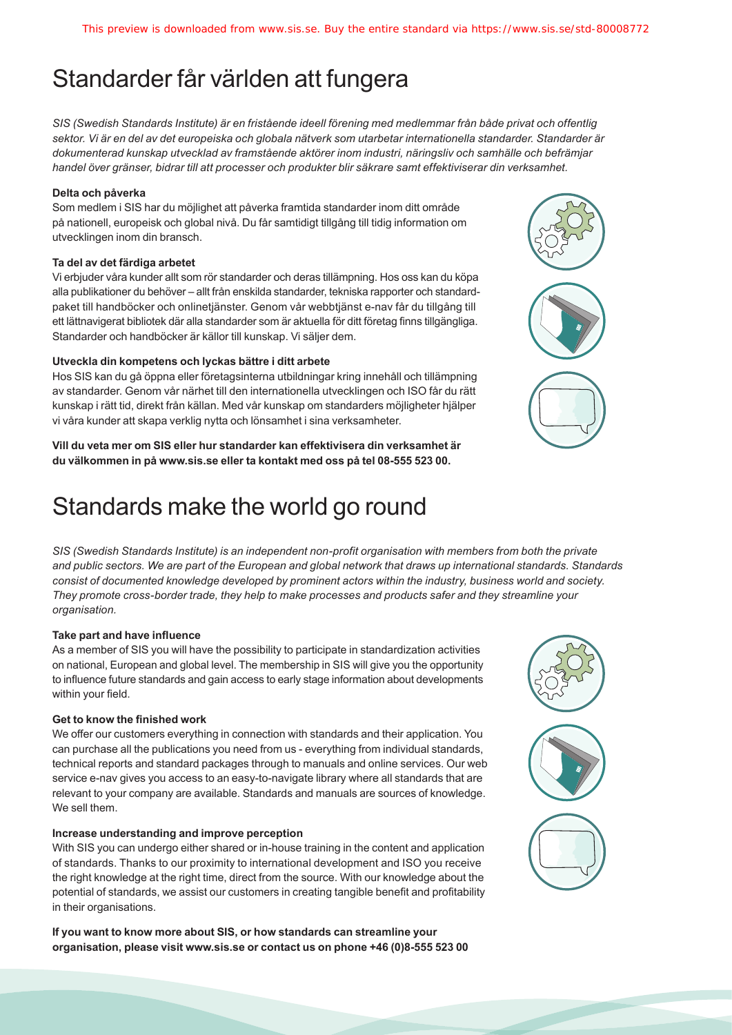# Standarder får världen att fungera

*SIS (Swedish Standards Institute) är en fristående ideell förening med medlemmar från både privat och offentlig sektor. Vi är en del av det europeiska och globala nätverk som utarbetar internationella standarder. Standarder är dokumenterad kunskap utvecklad av framstående aktörer inom industri, näringsliv och samhälle och befrämjar handel över gränser, bidrar till att processer och produkter blir säkrare samt effektiviserar din verksamhet.*

**Delta och påverka**

Som medlem i SIS har du möjlighet att påverka framtida standarder inom ditt område på nationell, europeisk och global nivå. Du får samtidigt tillgång till tidig information om utvecklingen inom din bransch.

**Ta del av det färdiga arbetet**

Vi erbjuder våra kunder allt som rör standarder och deras tillämpning. Hos oss kan du köpa alla publikationer du behöver – allt från enskilda standarder, tekniska rapporter och standardpaket till handböcker och onlinetjänster. Genom vår webbtjänst e-nav får du tillgång till ett lättnavigerat bibliotek där alla standarder som är aktuella för ditt företag finns tillgängliga. Standarder och handböcker är källor till kunskap. Vi säljer dem.

**Utveckla din kompetens och lyckas bättre i ditt arbete**

Hos SIS kan du gå öppna eller företagsinterna utbildningar kring innehåll och tillämpning av standarder. Genom vår närhet till den internationella utvecklingen och ISO får du rätt kunskap i rätt tid, direkt från källan. Med vår kunskap om standarders möjligheter hjälper vi våra kunder att skapa verklig nytta och lönsamhet i sina verksamheter.

**Vill du veta mer om SIS eller hur standarder kan effektivisera din verksamhet är du välkommen in på www.sis.se eller ta kontakt med oss på tel 08-555 523 00.**

# Standards make the world go round

*SIS (Swedish Standards Institute) is an independent non-profit organisation with members from both the private and public sectors. We are part of the European and global network that draws up international standards. Standards consist of documented knowledge developed by prominent actors within the industry, business world and society. They promote cross-border trade, they help to make processes and products safer and they streamline your organisation.*

**Take part and have influence**

As a member of SIS you will have the possibility to participate in standardization activities on national, European and global level. The membership in SIS will give you the opportunity to influence future standards and gain access to early stage information about developments within your field.

**Get to know the finished work**

We offer our customers everything in connection with standards and their application. You can purchase all the publications you need from us - everything from individual standards, technical reports and standard packages through to manuals and online services. Our web service e-nav gives you access to an easy-to-navigate library where all standards that are relevant to your company are available. Standards and manuals are sources of knowledge. We sell them.

**Increase understanding and improve perception**

With SIS you can undergo either shared or in-house training in the content and application of standards. Thanks to our proximity to international development and ISO you receive the right knowledge at the right time, direct from the source. With our knowledge about the potential of standards, we assist our customers in creating tangible benefit and profitability in their organisations.

**If you want to know more about SIS, or how standards can streamline your organisation, please visit www.sis.se or contact us on phone +46 (0)8-555 523 00**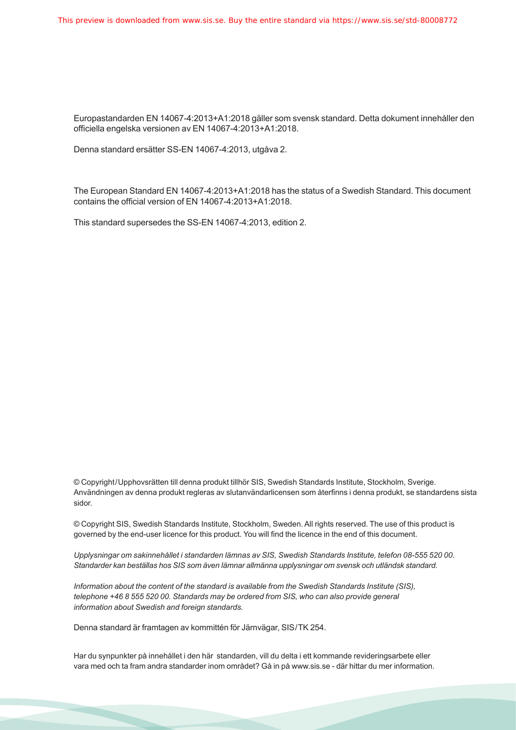Europastandarden EN 14067-4:2013+A1:2018 gäller som svensk standard. Detta dokument innehåller den officiella engelska versionen av EN 14067-4:2013+A1:2018.

Denna standard ersätter SS-EN 14067-4:2013, utgåva 2.

The European Standard EN 14067-4:2013+A1:2018 has the status of a Swedish Standard. This document contains the official version of EN 14067-4:2013+A1:2018.

This standard supersedes the SS-EN 14067-4:2013, edition 2.

© Copyright/Upphovsrätten till denna produkt tillhör SIS, Swedish Standards Institute, Stockholm, Sverige. Användningen av denna produkt regleras av slutanvändarlicensen som återfinns i denna produkt, se standardens sista sidor.

© Copyright SIS, Swedish Standards Institute, Stockholm, Sweden. All rights reserved. The use of this product is governed by the end-user licence for this product. You will find the licence in the end of this document.

*Upplysningar om sakinnehållet i standarden lämnas av SIS, Swedish Standards Institute, telefon 08-555 520 00. Standarder kan beställas hos SIS som även lämnar allmänna upplysningar om svensk och utländsk standard.*

*Information about the content of the standard is available from the Swedish Standards Institute (SIS), telephone +46 8 555 520 00. Standards may be ordered from SIS, who can also provide general information about Swedish and foreign standards.*

Denna standard är framtagen av kommittén för Järnvägar, SIS/TK 254.

Har du synpunkter på innehållet i den här standarden, vill du delta i ett kommande revideringsarbete eller vara med och ta fram andra standarder inom området? Gå in på www.sis.se - där hittar du mer information.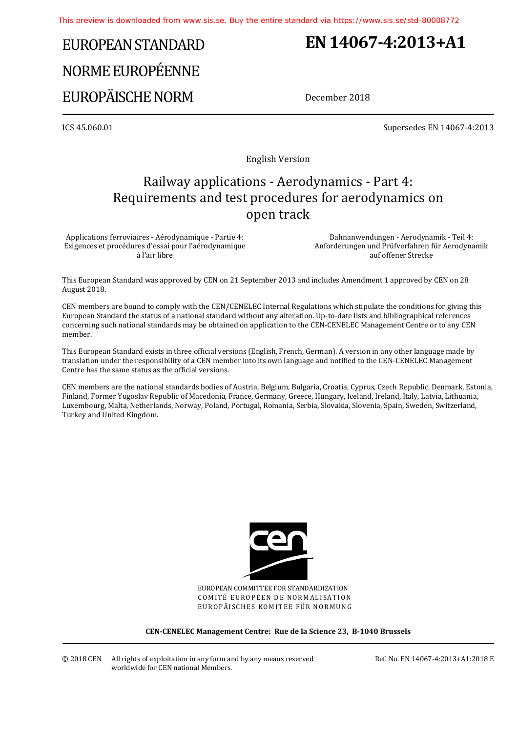This preview is downloaded from www.sis.se. Buy the entire standard via https://www.sis.se/std-80008772

# EUROPEAN STANDARD
# NORME EUROPÉENNE
# EUROPÄISCHE NORM

**EN 14067-4:2013+A1**

December 2018

ICS 45.060.01

Supersedes EN 14067-4:2013

English Version

## Railway applications - Aerodynamics - Part 4: Requirements and test procedures for aerodynamics on open track

Applications ferroviaires - Aérodynamique - Partie 4: Exigences et procédures d'essai pour l'aérodynamique à l'air libre

Bahnanwendungen - Aerodynamik - Teil 4: Anforderungen und Prüfverfahren für Aerodynamik auf offener Strecke

This European Standard was approved by CEN on 21 September 2013 and includes Amendment 1 approved by CEN on 28 August 2018.

CEN members are bound to comply with the CEN/CENELEC Internal Regulations which stipulate the conditions for giving this European Standard the status of a national standard without any alteration. Up-to-date lists and bibliographical references concerning such national standards may be obtained on application to the CEN-CENELEC Management Centre or to any CEN member.

This European Standard exists in three official versions (English, French, German). A version in any other language made by translation under the responsibility of a CEN member into its own language and notified to the CEN-CENELEC Management Centre has the same status as the official versions.

CEN members are the national standards bodies of Austria, Belgium, Bulgaria, Croatia, Cyprus, Czech Republic, Denmark, Estonia, Finland, Former Yugoslav Republic of Macedonia, France, Germany, Greece, Hungary, Iceland, Ireland, Italy, Latvia, Lithuania, Luxembourg, Malta, Netherlands, Norway, Poland, Portugal, Romania, Serbia, Slovakia, Slovenia, Spain, Sweden, Switzerland, Turkey and United Kingdom.

EUROPEAN COMMITTEE FOR STANDARDIZATION
COMITÉ EUROPÉEN DE NORMALISATION
EUROPÄISCHES KOMITEE FÜR NORMUNG

**CEN-CENELEC Management Centre: Rue de la Science 23, B-1040 Brussels**

© 2018 CEN All rights of exploitation in any form and by any means reserved worldwide for CEN national Members.

Ref. No. EN 14067-4:2013+A1:2018 E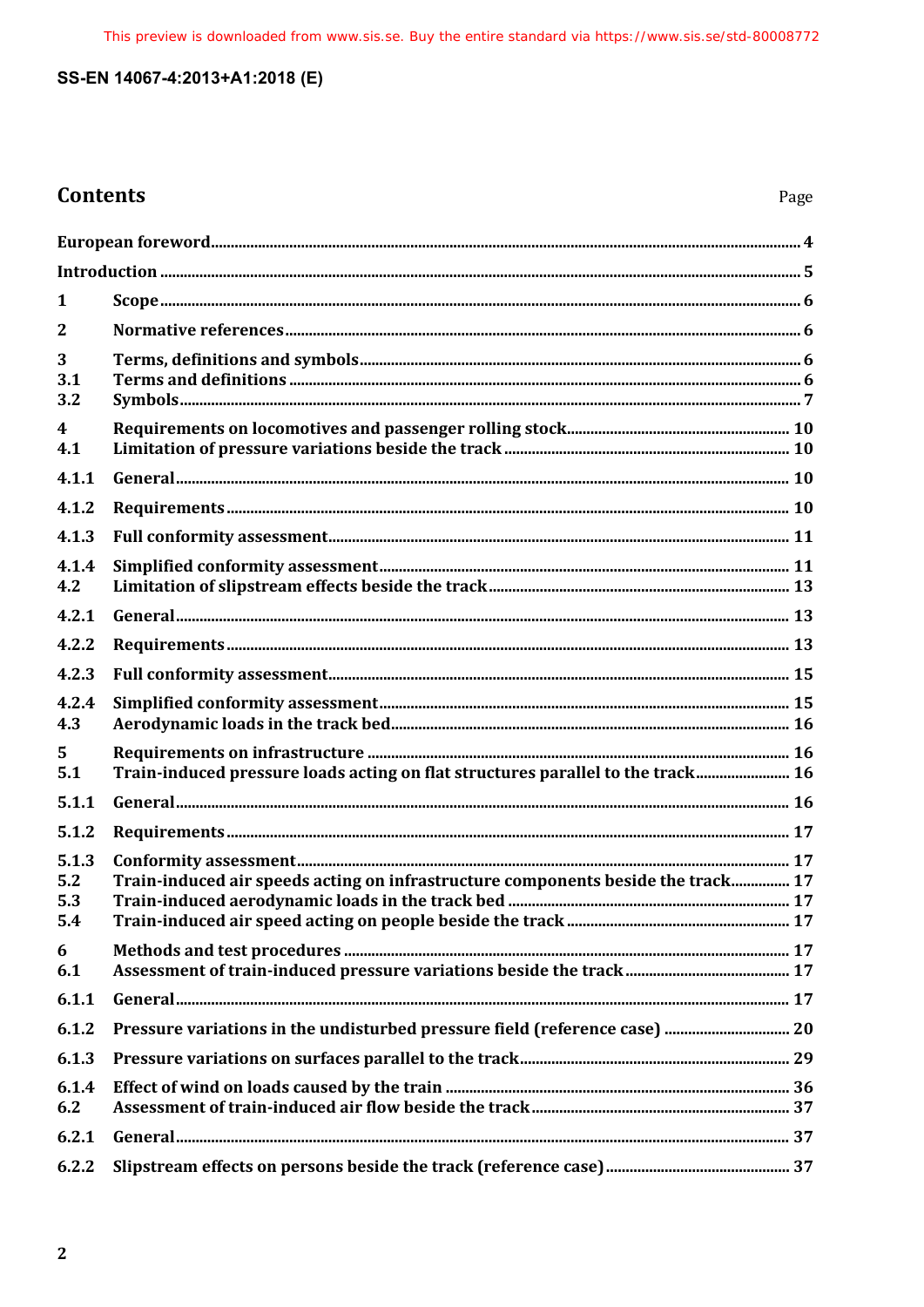## Contents

Page

| | | |
|---|---|---|
| **European foreword** | | **4** |
| **Introduction** | | **5** |
| **1** | **Scope** | **6** |
| **2** | **Normative references** | **6** |
| **3** | **Terms, definitions and symbols** | **6** |
| **3.1** | **Terms and definitions** | **6** |
| **3.2** | **Symbols** | **7** |
| **4** | **Requirements on locomotives and passenger rolling stock** | **10** |
| **4.1** | **Limitation of pressure variations beside the track** | **10** |
| **4.1.1** | **General** | **10** |
| **4.1.2** | **Requirements** | **10** |
| **4.1.3** | **Full conformity assessment** | **11** |
| **4.1.4** | **Simplified conformity assessment** | **11** |
| **4.2** | **Limitation of slipstream effects beside the track** | **13** |
| **4.2.1** | **General** | **13** |
| **4.2.2** | **Requirements** | **13** |
| **4.2.3** | **Full conformity assessment** | **15** |
| **4.2.4** | **Simplified conformity assessment** | **15** |
| **4.3** | **Aerodynamic loads in the track bed** | **16** |
| **5** | **Requirements on infrastructure** | **16** |
| **5.1** | **Train-induced pressure loads acting on flat structures parallel to the track** | **16** |
| **5.1.1** | **General** | **16** |
| **5.1.2** | **Requirements** | **17** |
| **5.1.3** | **Conformity assessment** | **17** |
| **5.2** | **Train-induced air speeds acting on infrastructure components beside the track** | **17** |
| **5.3** | **Train-induced aerodynamic loads in the track bed** | **17** |
| **5.4** | **Train-induced air speed acting on people beside the track** | **17** |
| **6** | **Methods and test procedures** | **17** |
| **6.1** | **Assessment of train-induced pressure variations beside the track** | **17** |
| **6.1.1** | **General** | **17** |
| **6.1.2** | **Pressure variations in the undisturbed pressure field (reference case)** | **20** |
| **6.1.3** | **Pressure variations on surfaces parallel to the track** | **29** |
| **6.1.4** | **Effect of wind on loads caused by the train** | **36** |
| **6.2** | **Assessment of train-induced air flow beside the track** | **37** |
| **6.2.1** | **General** | **37** |
| **6.2.2** | **Slipstream effects on persons beside the track (reference case)** | **37** |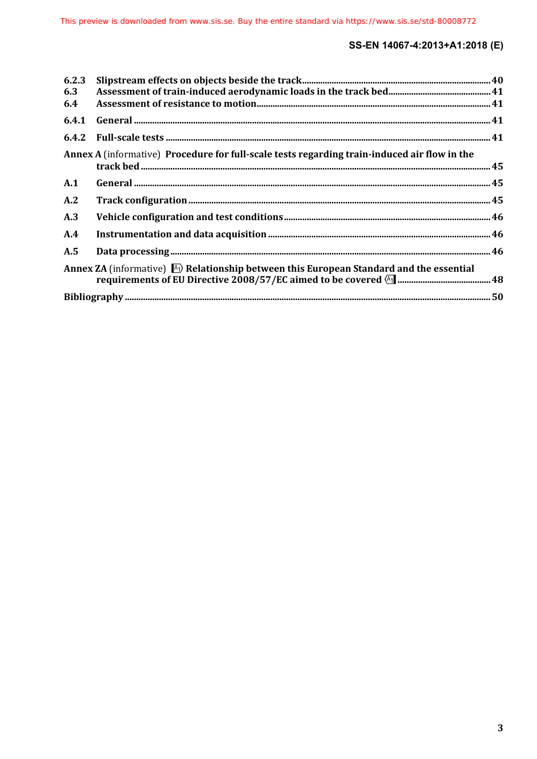6.2.3 Slipstream effects on objects beside the track ....... 40
6.3 Assessment of train-induced aerodynamic loads in the track bed ....... 41
6.4 Assessment of resistance to motion ....... 41
6.4.1 General ....... 41
6.4.2 Full-scale tests ....... 41

Annex A (informative) Procedure for full-scale tests regarding train-induced air flow in the track bed ....... 45

A.1 General ....... 45
A.2 Track configuration ....... 45
A.3 Vehicle configuration and test conditions ....... 46
A.4 Instrumentation and data acquisition ....... 46
A.5 Data processing ....... 46

Annex ZA (informative) A1 Relationship between this European Standard and the essential requirements of EU Directive 2008/57/EC aimed to be covered A1 ....... 48

Bibliography ....... 50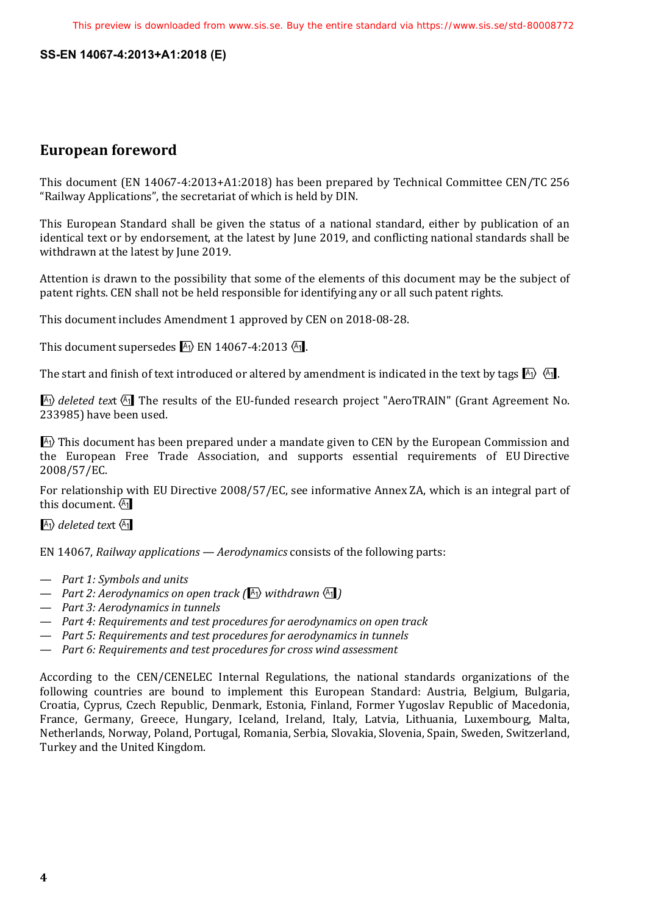# European foreword

This document (EN 14067-4:2013+A1:2018) has been prepared by Technical Committee CEN/TC 256 “Railway Applications”, the secretariat of which is held by DIN.

This European Standard shall be given the status of a national standard, either by publication of an identical text or by endorsement, at the latest by June 2019, and conflicting national standards shall be withdrawn at the latest by June 2019.

Attention is drawn to the possibility that some of the elements of this document may be the subject of patent rights. CEN shall not be held responsible for identifying any or all such patent rights.

This document includes Amendment 1 approved by CEN on 2018-08-28.

This document supersedes [A1⟩ EN 14067-4:2013 ⟨A1].

The start and finish of text introduced or altered by amendment is indicated in the text by tags [A1⟩ ⟨A1].

[A1⟩ *deleted text* ⟨A1] The results of the EU-funded research project "AeroTRAIN" (Grant Agreement No. 233985) have been used.

[A1⟩ This document has been prepared under a mandate given to CEN by the European Commission and the European Free Trade Association, and supports essential requirements of EU Directive 2008/57/EC.

For relationship with EU Directive 2008/57/EC, see informative Annex ZA, which is an integral part of this document. ⟨A1]

[A1⟩ *deleted text* ⟨A1]

EN 14067, *Railway applications — Aerodynamics* consists of the following parts:

- *Part 1: Symbols and units*
- *Part 2: Aerodynamics on open track ([A1⟩ withdrawn ⟨A1])*
- *Part 3: Aerodynamics in tunnels*
- *Part 4: Requirements and test procedures for aerodynamics on open track*
- *Part 5: Requirements and test procedures for aerodynamics in tunnels*
- *Part 6: Requirements and test procedures for cross wind assessment*

According to the CEN/CENELEC Internal Regulations, the national standards organizations of the following countries are bound to implement this European Standard: Austria, Belgium, Bulgaria, Croatia, Cyprus, Czech Republic, Denmark, Estonia, Finland, Former Yugoslav Republic of Macedonia, France, Germany, Greece, Hungary, Iceland, Ireland, Italy, Latvia, Lithuania, Luxembourg, Malta, Netherlands, Norway, Poland, Portugal, Romania, Serbia, Slovakia, Slovenia, Spain, Sweden, Switzerland, Turkey and the United Kingdom.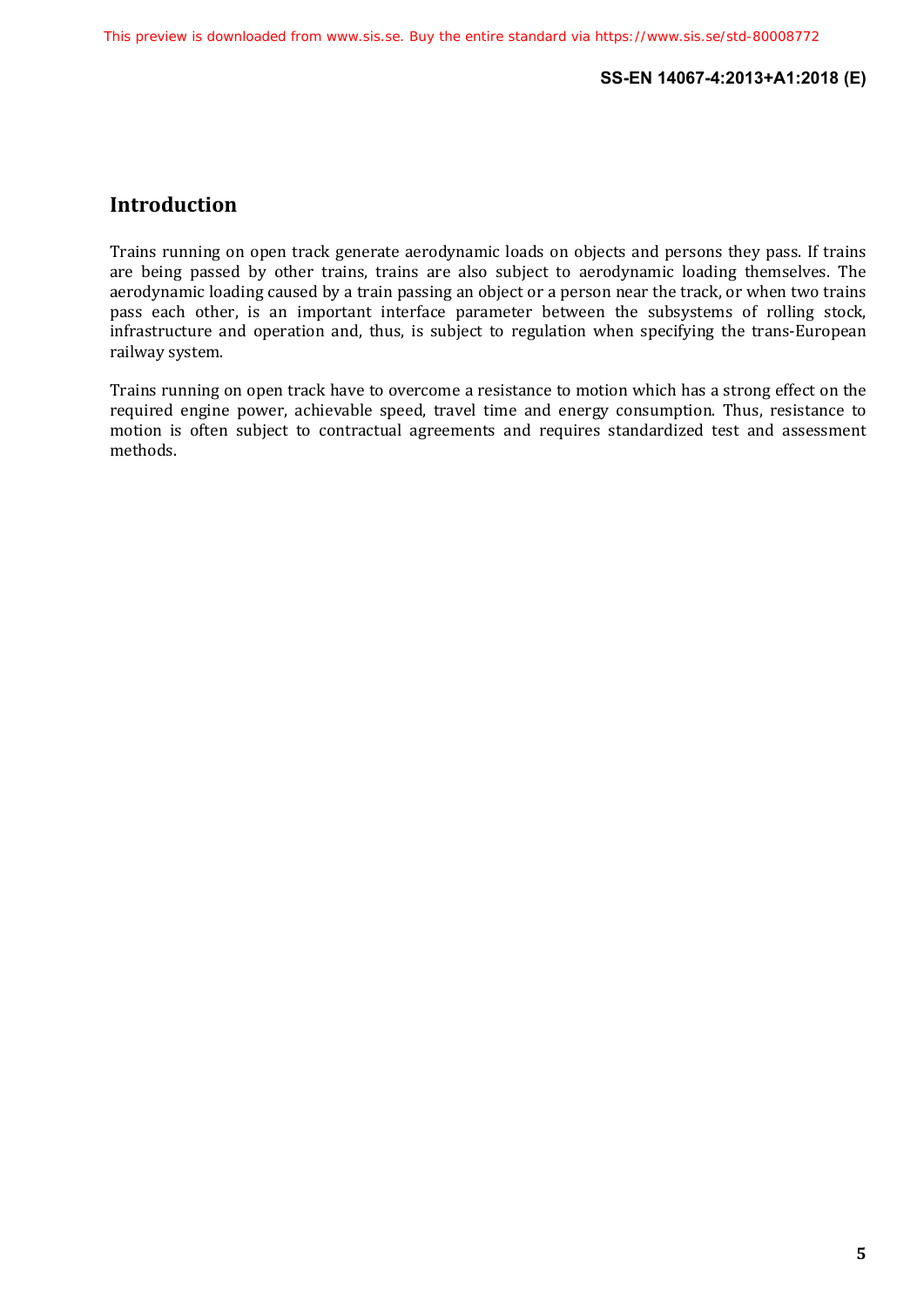## Introduction

Trains running on open track generate aerodynamic loads on objects and persons they pass. If trains are being passed by other trains, trains are also subject to aerodynamic loading themselves. The aerodynamic loading caused by a train passing an object or a person near the track, or when two trains pass each other, is an important interface parameter between the subsystems of rolling stock, infrastructure and operation and, thus, is subject to regulation when specifying the trans-European railway system.

Trains running on open track have to overcome a resistance to motion which has a strong effect on the required engine power, achievable speed, travel time and energy consumption. Thus, resistance to motion is often subject to contractual agreements and requires standardized test and assessment methods.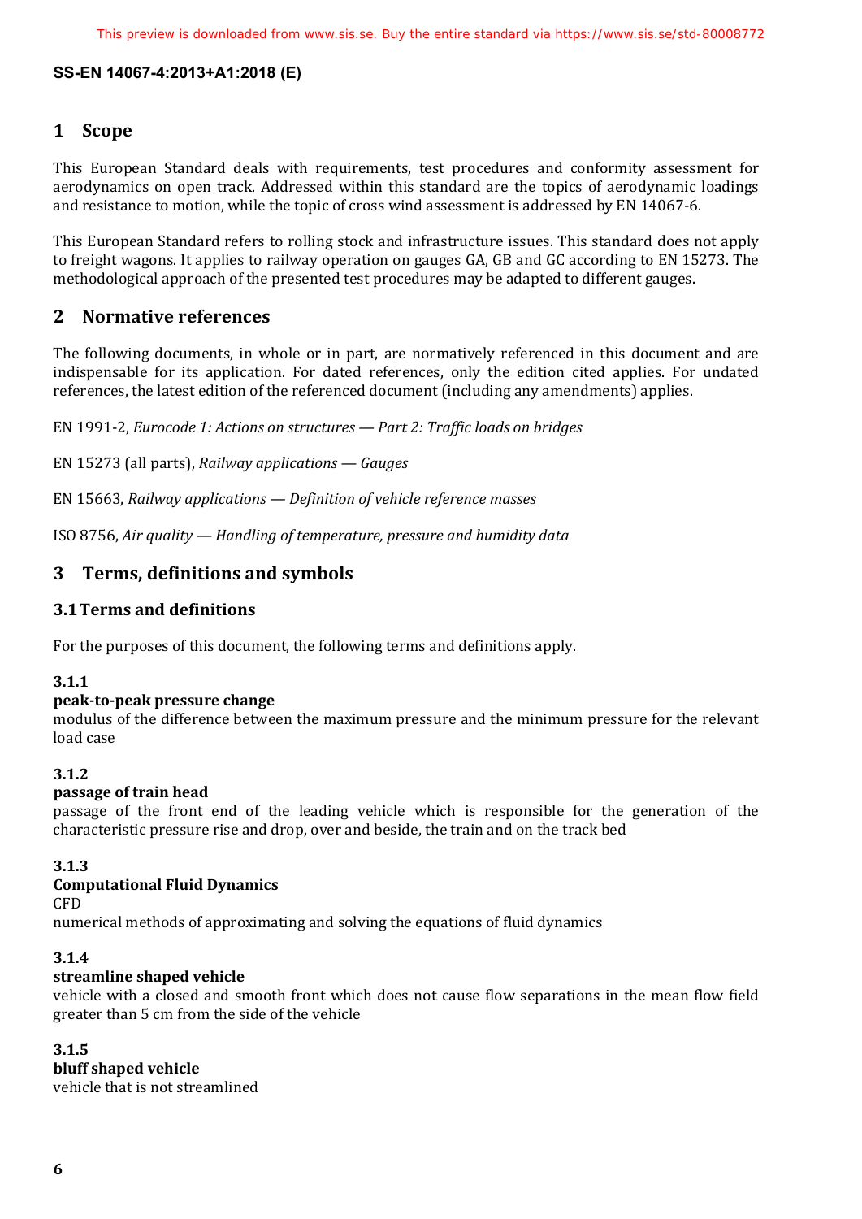## 1 Scope

This European Standard deals with requirements, test procedures and conformity assessment for aerodynamics on open track. Addressed within this standard are the topics of aerodynamic loadings and resistance to motion, while the topic of cross wind assessment is addressed by EN 14067-6.

This European Standard refers to rolling stock and infrastructure issues. This standard does not apply to freight wagons. It applies to railway operation on gauges GA, GB and GC according to EN 15273. The methodological approach of the presented test procedures may be adapted to different gauges.

## 2 Normative references

The following documents, in whole or in part, are normatively referenced in this document and are indispensable for its application. For dated references, only the edition cited applies. For undated references, the latest edition of the referenced document (including any amendments) applies.

EN 1991-2, *Eurocode 1: Actions on structures — Part 2: Traffic loads on bridges*

EN 15273 (all parts), *Railway applications — Gauges*

EN 15663, *Railway applications — Definition of vehicle reference masses*

ISO 8756, *Air quality — Handling of temperature, pressure and humidity data*

## 3 Terms, definitions and symbols

### 3.1 Terms and definitions

For the purposes of this document, the following terms and definitions apply.

**3.1.1**

**peak-to-peak pressure change**

modulus of the difference between the maximum pressure and the minimum pressure for the relevant load case

**3.1.2**

**passage of train head**

passage of the front end of the leading vehicle which is responsible for the generation of the characteristic pressure rise and drop, over and beside, the train and on the track bed

**3.1.3**

**Computational Fluid Dynamics**

CFD

numerical methods of approximating and solving the equations of fluid dynamics

**3.1.4**

**streamline shaped vehicle**

vehicle with a closed and smooth front which does not cause flow separations in the mean flow field greater than 5 cm from the side of the vehicle

**3.1.5**

**bluff shaped vehicle**

vehicle that is not streamlined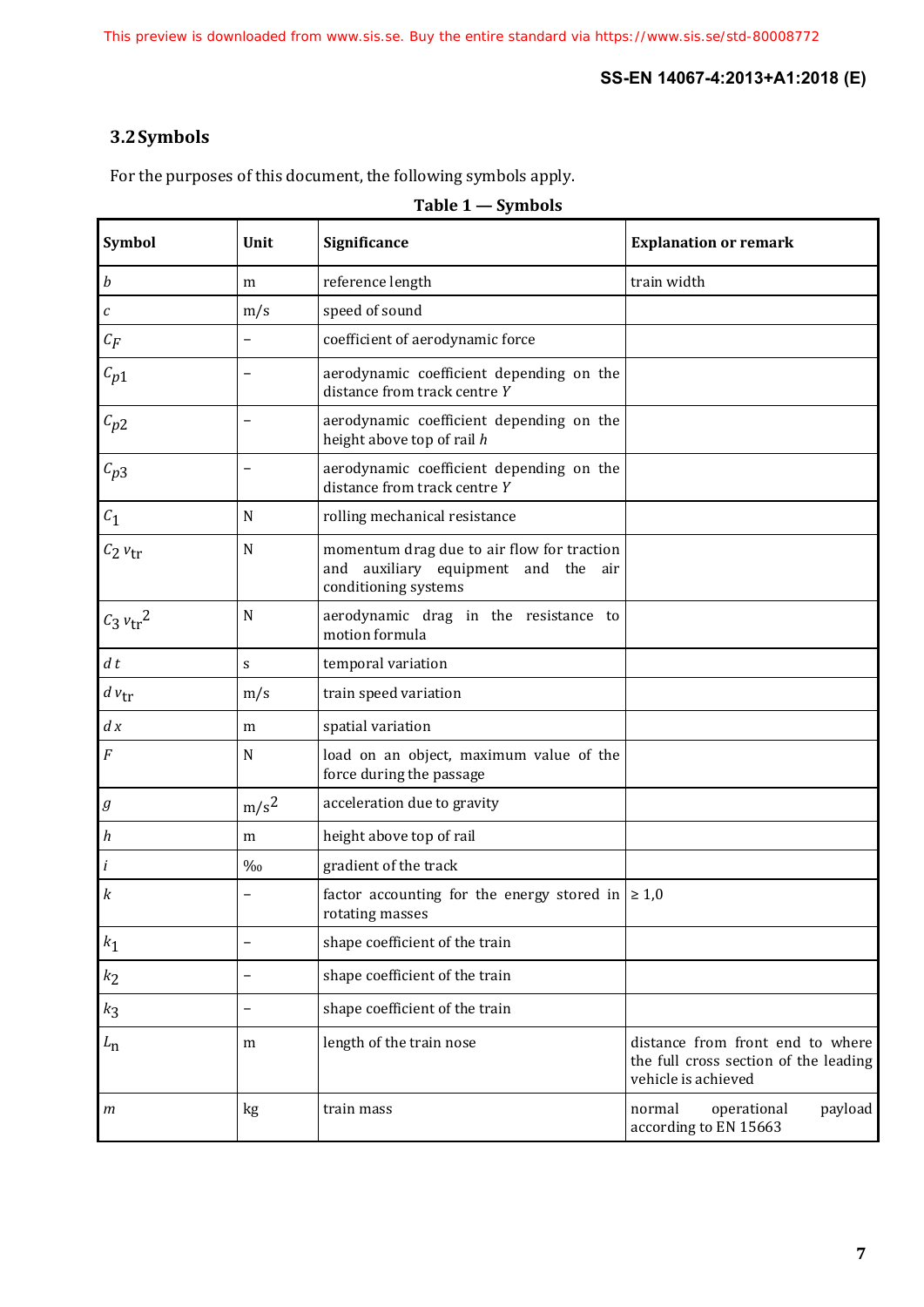## 3.2 Symbols

For the purposes of this document, the following symbols apply.

**Table 1 — Symbols**

| Symbol | Unit | Significance | Explanation or remark |
|---|---|---|---|
| $b$ | m | reference length | train width |
| $c$ | m/s | speed of sound | |
| $C_F$ | – | coefficient of aerodynamic force | |
| $c_{p1}$ | – | aerodynamic coefficient depending on the distance from track centre $Y$ | |
| $c_{p2}$ | – | aerodynamic coefficient depending on the height above top of rail $h$ | |
| $c_{p3}$ | – | aerodynamic coefficient depending on the distance from track centre $Y$ | |
| $C_1$ | N | rolling mechanical resistance | |
| $C_2\, v_{tr}$ | N | momentum drag due to air flow for traction and auxiliary equipment and the air conditioning systems | |
| $C_3\, v_{tr}^2$ | N | aerodynamic drag in the resistance to motion formula | |
| $d\,t$ | s | temporal variation | |
| $d\,v_{tr}$ | m/s | train speed variation | |
| $d\,x$ | m | spatial variation | |
| $F$ | N | load on an object, maximum value of the force during the passage | |
| $g$ | $m/s^2$ | acceleration due to gravity | |
| $h$ | m | height above top of rail | |
| $i$ | ‰ | gradient of the track | |
| $k$ | – | factor accounting for the energy stored in rotating masses | ≥ 1,0 |
| $k_1$ | – | shape coefficient of the train | |
| $k_2$ | – | shape coefficient of the train | |
| $k_3$ | – | shape coefficient of the train | |
| $L_n$ | m | length of the train nose | distance from front end to where the full cross section of the leading vehicle is achieved |
| $m$ | kg | train mass | normal operational payload according to EN 15663 |